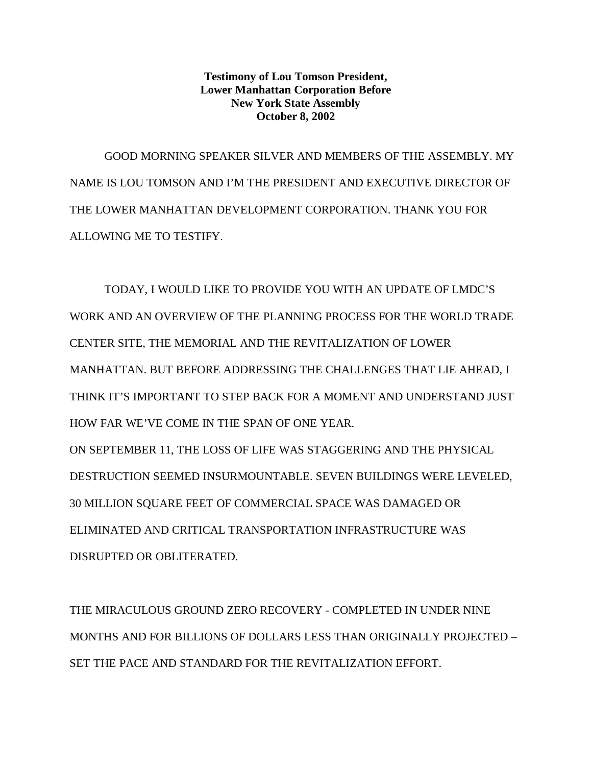**Testimony of Lou Tomson President,**
**Lower Manhattan Corporation Before**
**New York State Assembly**
**October 8, 2002**

GOOD MORNING SPEAKER SILVER AND MEMBERS OF THE ASSEMBLY. MY NAME IS LOU TOMSON AND I'M THE PRESIDENT AND EXECUTIVE DIRECTOR OF THE LOWER MANHATTAN DEVELOPMENT CORPORATION. THANK YOU FOR ALLOWING ME TO TESTIFY.

TODAY, I WOULD LIKE TO PROVIDE YOU WITH AN UPDATE OF LMDC'S WORK AND AN OVERVIEW OF THE PLANNING PROCESS FOR THE WORLD TRADE CENTER SITE, THE MEMORIAL AND THE REVITALIZATION OF LOWER MANHATTAN. BUT BEFORE ADDRESSING THE CHALLENGES THAT LIE AHEAD, I THINK IT'S IMPORTANT TO STEP BACK FOR A MOMENT AND UNDERSTAND JUST HOW FAR WE'VE COME IN THE SPAN OF ONE YEAR.

ON SEPTEMBER 11, THE LOSS OF LIFE WAS STAGGERING AND THE PHYSICAL DESTRUCTION SEEMED INSURMOUNTABLE. SEVEN BUILDINGS WERE LEVELED, 30 MILLION SQUARE FEET OF COMMERCIAL SPACE WAS DAMAGED OR ELIMINATED AND CRITICAL TRANSPORTATION INFRASTRUCTURE WAS DISRUPTED OR OBLITERATED.

THE MIRACULOUS GROUND ZERO RECOVERY - COMPLETED IN UNDER NINE MONTHS AND FOR BILLIONS OF DOLLARS LESS THAN ORIGINALLY PROJECTED – SET THE PACE AND STANDARD FOR THE REVITALIZATION EFFORT.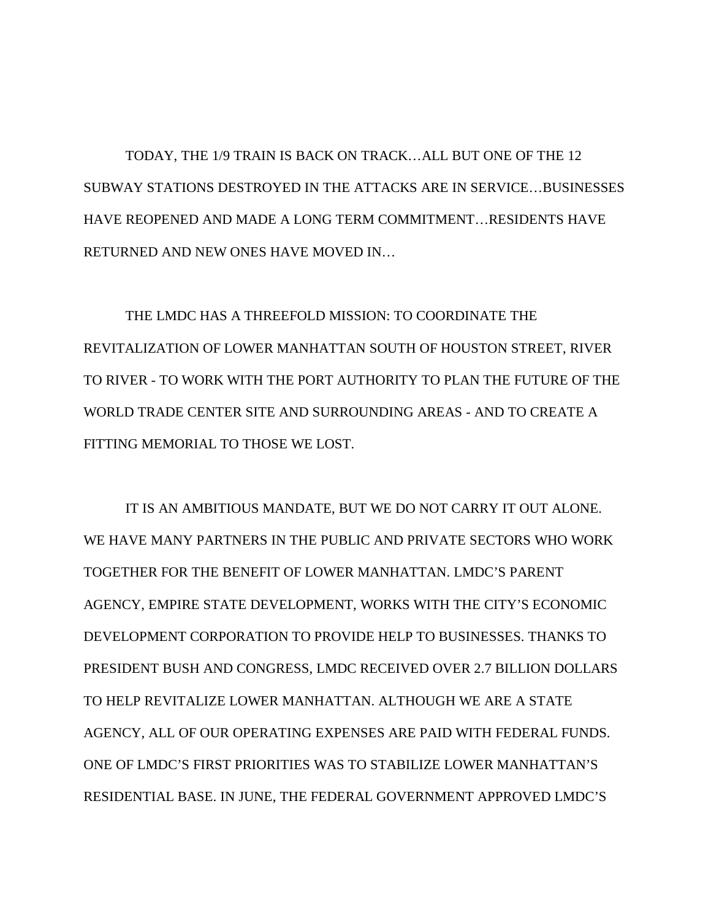TODAY, THE 1/9 TRAIN IS BACK ON TRACK…ALL BUT ONE OF THE 12 SUBWAY STATIONS DESTROYED IN THE ATTACKS ARE IN SERVICE…BUSINESSES HAVE REOPENED AND MADE A LONG TERM COMMITMENT…RESIDENTS HAVE RETURNED AND NEW ONES HAVE MOVED IN…

THE LMDC HAS A THREEFOLD MISSION: TO COORDINATE THE REVITALIZATION OF LOWER MANHATTAN SOUTH OF HOUSTON STREET, RIVER TO RIVER - TO WORK WITH THE PORT AUTHORITY TO PLAN THE FUTURE OF THE WORLD TRADE CENTER SITE AND SURROUNDING AREAS - AND TO CREATE A FITTING MEMORIAL TO THOSE WE LOST.

IT IS AN AMBITIOUS MANDATE, BUT WE DO NOT CARRY IT OUT ALONE. WE HAVE MANY PARTNERS IN THE PUBLIC AND PRIVATE SECTORS WHO WORK TOGETHER FOR THE BENEFIT OF LOWER MANHATTAN. LMDC'S PARENT AGENCY, EMPIRE STATE DEVELOPMENT, WORKS WITH THE CITY'S ECONOMIC DEVELOPMENT CORPORATION TO PROVIDE HELP TO BUSINESSES. THANKS TO PRESIDENT BUSH AND CONGRESS, LMDC RECEIVED OVER 2.7 BILLION DOLLARS TO HELP REVITALIZE LOWER MANHATTAN. ALTHOUGH WE ARE A STATE AGENCY, ALL OF OUR OPERATING EXPENSES ARE PAID WITH FEDERAL FUNDS. ONE OF LMDC'S FIRST PRIORITIES WAS TO STABILIZE LOWER MANHATTAN'S RESIDENTIAL BASE. IN JUNE, THE FEDERAL GOVERNMENT APPROVED LMDC'S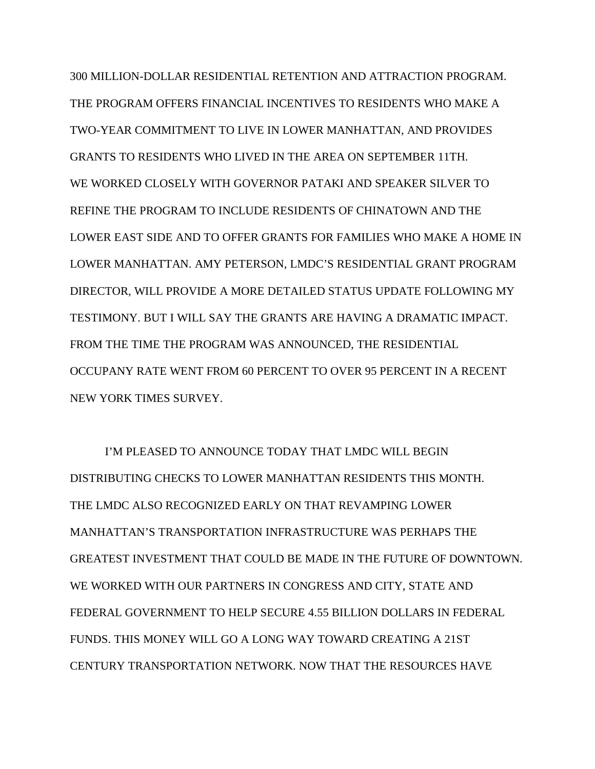300 MILLION-DOLLAR RESIDENTIAL RETENTION AND ATTRACTION PROGRAM. THE PROGRAM OFFERS FINANCIAL INCENTIVES TO RESIDENTS WHO MAKE A TWO-YEAR COMMITMENT TO LIVE IN LOWER MANHATTAN, AND PROVIDES GRANTS TO RESIDENTS WHO LIVED IN THE AREA ON SEPTEMBER 11TH. WE WORKED CLOSELY WITH GOVERNOR PATAKI AND SPEAKER SILVER TO REFINE THE PROGRAM TO INCLUDE RESIDENTS OF CHINATOWN AND THE LOWER EAST SIDE AND TO OFFER GRANTS FOR FAMILIES WHO MAKE A HOME IN LOWER MANHATTAN. AMY PETERSON, LMDC'S RESIDENTIAL GRANT PROGRAM DIRECTOR, WILL PROVIDE A MORE DETAILED STATUS UPDATE FOLLOWING MY TESTIMONY. BUT I WILL SAY THE GRANTS ARE HAVING A DRAMATIC IMPACT. FROM THE TIME THE PROGRAM WAS ANNOUNCED, THE RESIDENTIAL OCCUPANY RATE WENT FROM 60 PERCENT TO OVER 95 PERCENT IN A RECENT NEW YORK TIMES SURVEY.

I'M PLEASED TO ANNOUNCE TODAY THAT LMDC WILL BEGIN DISTRIBUTING CHECKS TO LOWER MANHATTAN RESIDENTS THIS MONTH. THE LMDC ALSO RECOGNIZED EARLY ON THAT REVAMPING LOWER MANHATTAN'S TRANSPORTATION INFRASTRUCTURE WAS PERHAPS THE GREATEST INVESTMENT THAT COULD BE MADE IN THE FUTURE OF DOWNTOWN. WE WORKED WITH OUR PARTNERS IN CONGRESS AND CITY, STATE AND FEDERAL GOVERNMENT TO HELP SECURE 4.55 BILLION DOLLARS IN FEDERAL FUNDS. THIS MONEY WILL GO A LONG WAY TOWARD CREATING A 21ST CENTURY TRANSPORTATION NETWORK. NOW THAT THE RESOURCES HAVE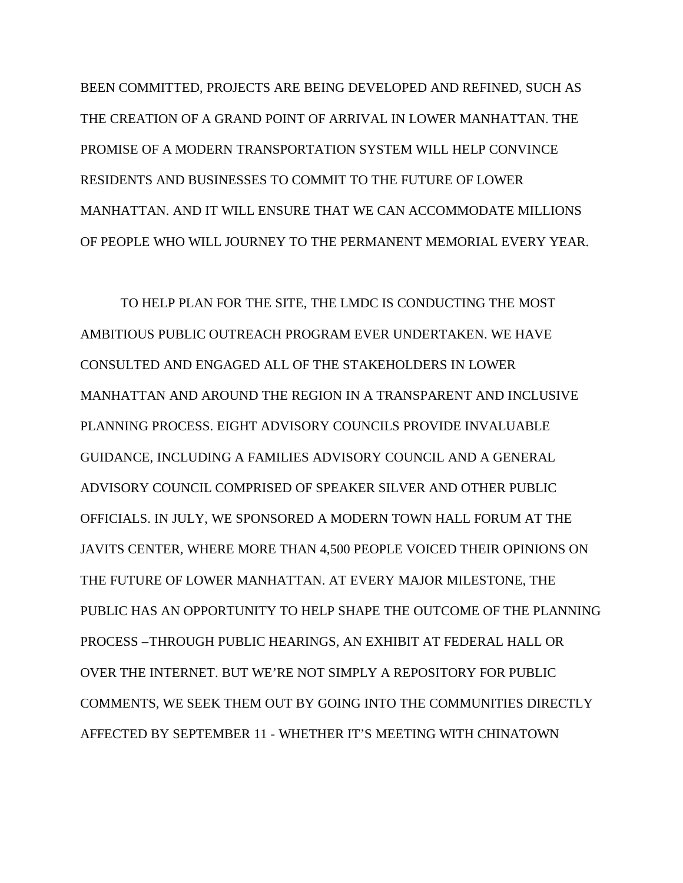BEEN COMMITTED, PROJECTS ARE BEING DEVELOPED AND REFINED, SUCH AS THE CREATION OF A GRAND POINT OF ARRIVAL IN LOWER MANHATTAN. THE PROMISE OF A MODERN TRANSPORTATION SYSTEM WILL HELP CONVINCE RESIDENTS AND BUSINESSES TO COMMIT TO THE FUTURE OF LOWER MANHATTAN. AND IT WILL ENSURE THAT WE CAN ACCOMMODATE MILLIONS OF PEOPLE WHO WILL JOURNEY TO THE PERMANENT MEMORIAL EVERY YEAR.

TO HELP PLAN FOR THE SITE, THE LMDC IS CONDUCTING THE MOST AMBITIOUS PUBLIC OUTREACH PROGRAM EVER UNDERTAKEN. WE HAVE CONSULTED AND ENGAGED ALL OF THE STAKEHOLDERS IN LOWER MANHATTAN AND AROUND THE REGION IN A TRANSPARENT AND INCLUSIVE PLANNING PROCESS. EIGHT ADVISORY COUNCILS PROVIDE INVALUABLE GUIDANCE, INCLUDING A FAMILIES ADVISORY COUNCIL AND A GENERAL ADVISORY COUNCIL COMPRISED OF SPEAKER SILVER AND OTHER PUBLIC OFFICIALS. IN JULY, WE SPONSORED A MODERN TOWN HALL FORUM AT THE JAVITS CENTER, WHERE MORE THAN 4,500 PEOPLE VOICED THEIR OPINIONS ON THE FUTURE OF LOWER MANHATTAN. AT EVERY MAJOR MILESTONE, THE PUBLIC HAS AN OPPORTUNITY TO HELP SHAPE THE OUTCOME OF THE PLANNING PROCESS –THROUGH PUBLIC HEARINGS, AN EXHIBIT AT FEDERAL HALL OR OVER THE INTERNET. BUT WE'RE NOT SIMPLY A REPOSITORY FOR PUBLIC COMMENTS, WE SEEK THEM OUT BY GOING INTO THE COMMUNITIES DIRECTLY AFFECTED BY SEPTEMBER 11 - WHETHER IT'S MEETING WITH CHINATOWN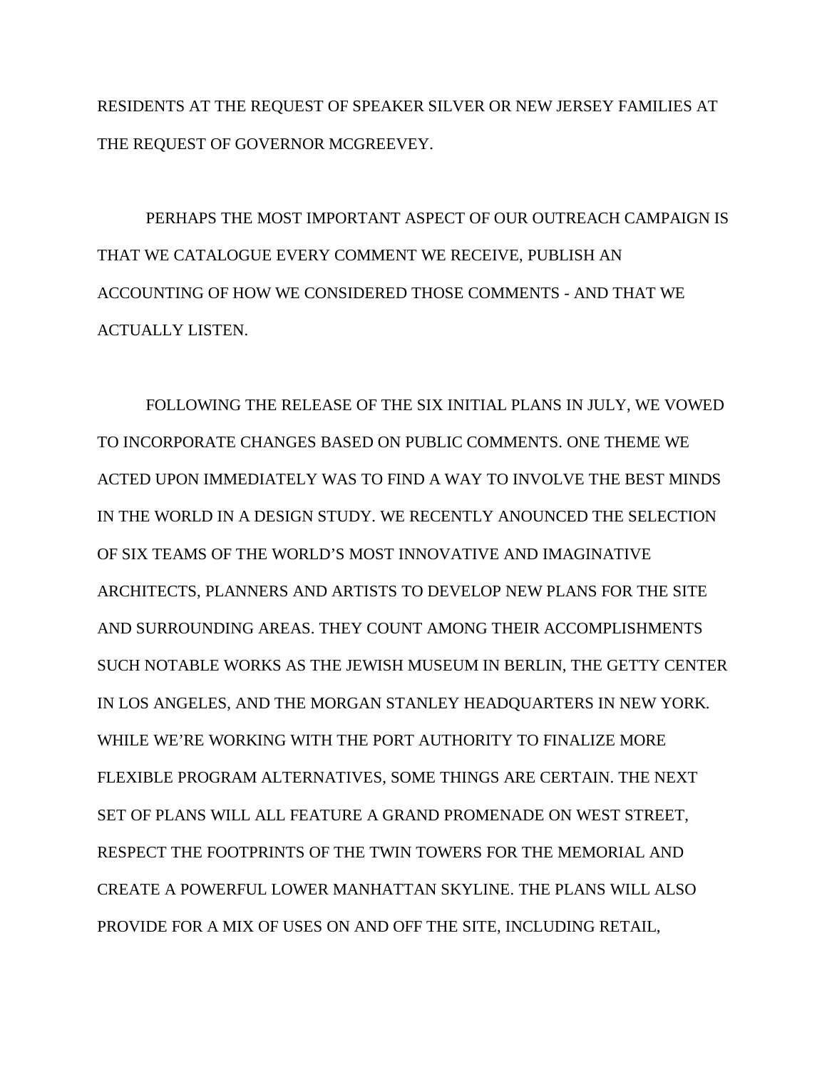RESIDENTS AT THE REQUEST OF SPEAKER SILVER OR NEW JERSEY FAMILIES AT THE REQUEST OF GOVERNOR MCGREEVEY.

PERHAPS THE MOST IMPORTANT ASPECT OF OUR OUTREACH CAMPAIGN IS THAT WE CATALOGUE EVERY COMMENT WE RECEIVE, PUBLISH AN ACCOUNTING OF HOW WE CONSIDERED THOSE COMMENTS - AND THAT WE ACTUALLY LISTEN.

FOLLOWING THE RELEASE OF THE SIX INITIAL PLANS IN JULY, WE VOWED TO INCORPORATE CHANGES BASED ON PUBLIC COMMENTS. ONE THEME WE ACTED UPON IMMEDIATELY WAS TO FIND A WAY TO INVOLVE THE BEST MINDS IN THE WORLD IN A DESIGN STUDY. WE RECENTLY ANOUNCED THE SELECTION OF SIX TEAMS OF THE WORLD'S MOST INNOVATIVE AND IMAGINATIVE ARCHITECTS, PLANNERS AND ARTISTS TO DEVELOP NEW PLANS FOR THE SITE AND SURROUNDING AREAS. THEY COUNT AMONG THEIR ACCOMPLISHMENTS SUCH NOTABLE WORKS AS THE JEWISH MUSEUM IN BERLIN, THE GETTY CENTER IN LOS ANGELES, AND THE MORGAN STANLEY HEADQUARTERS IN NEW YORK. WHILE WE'RE WORKING WITH THE PORT AUTHORITY TO FINALIZE MORE FLEXIBLE PROGRAM ALTERNATIVES, SOME THINGS ARE CERTAIN. THE NEXT SET OF PLANS WILL ALL FEATURE A GRAND PROMENADE ON WEST STREET, RESPECT THE FOOTPRINTS OF THE TWIN TOWERS FOR THE MEMORIAL AND CREATE A POWERFUL LOWER MANHATTAN SKYLINE. THE PLANS WILL ALSO PROVIDE FOR A MIX OF USES ON AND OFF THE SITE, INCLUDING RETAIL,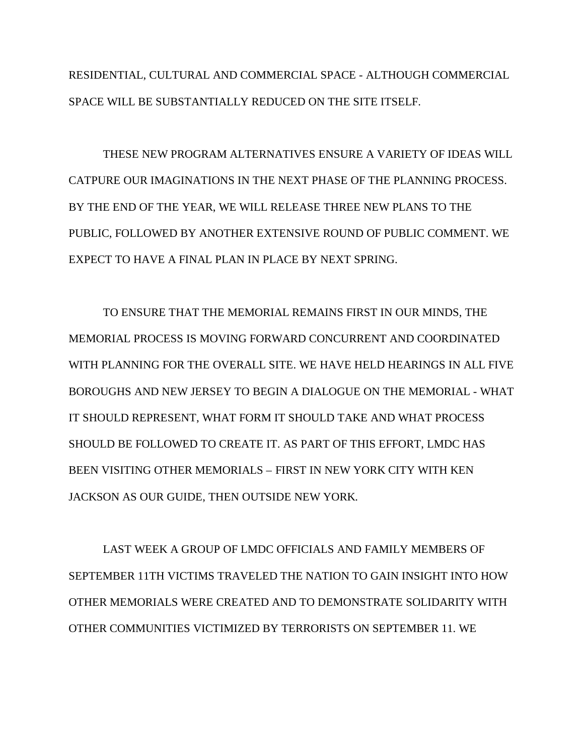RESIDENTIAL, CULTURAL AND COMMERCIAL SPACE - ALTHOUGH COMMERCIAL SPACE WILL BE SUBSTANTIALLY REDUCED ON THE SITE ITSELF.

THESE NEW PROGRAM ALTERNATIVES ENSURE A VARIETY OF IDEAS WILL CATPURE OUR IMAGINATIONS IN THE NEXT PHASE OF THE PLANNING PROCESS. BY THE END OF THE YEAR, WE WILL RELEASE THREE NEW PLANS TO THE PUBLIC, FOLLOWED BY ANOTHER EXTENSIVE ROUND OF PUBLIC COMMENT. WE EXPECT TO HAVE A FINAL PLAN IN PLACE BY NEXT SPRING.

TO ENSURE THAT THE MEMORIAL REMAINS FIRST IN OUR MINDS, THE MEMORIAL PROCESS IS MOVING FORWARD CONCURRENT AND COORDINATED WITH PLANNING FOR THE OVERALL SITE. WE HAVE HELD HEARINGS IN ALL FIVE BOROUGHS AND NEW JERSEY TO BEGIN A DIALOGUE ON THE MEMORIAL - WHAT IT SHOULD REPRESENT, WHAT FORM IT SHOULD TAKE AND WHAT PROCESS SHOULD BE FOLLOWED TO CREATE IT. AS PART OF THIS EFFORT, LMDC HAS BEEN VISITING OTHER MEMORIALS – FIRST IN NEW YORK CITY WITH KEN JACKSON AS OUR GUIDE, THEN OUTSIDE NEW YORK.

LAST WEEK A GROUP OF LMDC OFFICIALS AND FAMILY MEMBERS OF SEPTEMBER 11TH VICTIMS TRAVELED THE NATION TO GAIN INSIGHT INTO HOW OTHER MEMORIALS WERE CREATED AND TO DEMONSTRATE SOLIDARITY WITH OTHER COMMUNITIES VICTIMIZED BY TERRORISTS ON SEPTEMBER 11. WE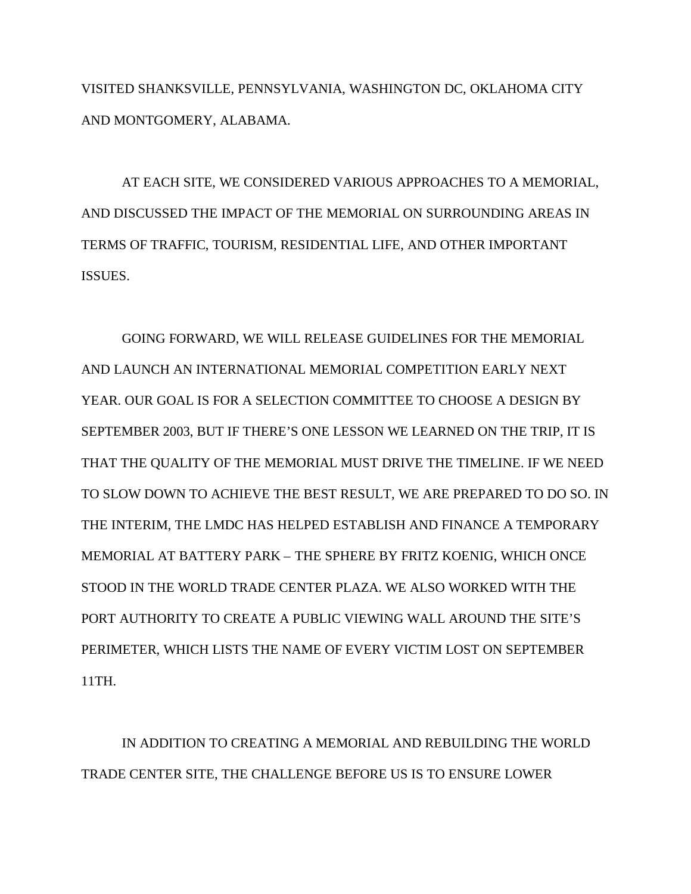VISITED SHANKSVILLE, PENNSYLVANIA, WASHINGTON DC, OKLAHOMA CITY AND MONTGOMERY, ALABAMA.

AT EACH SITE, WE CONSIDERED VARIOUS APPROACHES TO A MEMORIAL, AND DISCUSSED THE IMPACT OF THE MEMORIAL ON SURROUNDING AREAS IN TERMS OF TRAFFIC, TOURISM, RESIDENTIAL LIFE, AND OTHER IMPORTANT ISSUES.

GOING FORWARD, WE WILL RELEASE GUIDELINES FOR THE MEMORIAL AND LAUNCH AN INTERNATIONAL MEMORIAL COMPETITION EARLY NEXT YEAR. OUR GOAL IS FOR A SELECTION COMMITTEE TO CHOOSE A DESIGN BY SEPTEMBER 2003, BUT IF THERE'S ONE LESSON WE LEARNED ON THE TRIP, IT IS THAT THE QUALITY OF THE MEMORIAL MUST DRIVE THE TIMELINE. IF WE NEED TO SLOW DOWN TO ACHIEVE THE BEST RESULT, WE ARE PREPARED TO DO SO. IN THE INTERIM, THE LMDC HAS HELPED ESTABLISH AND FINANCE A TEMPORARY MEMORIAL AT BATTERY PARK – THE SPHERE BY FRITZ KOENIG, WHICH ONCE STOOD IN THE WORLD TRADE CENTER PLAZA. WE ALSO WORKED WITH THE PORT AUTHORITY TO CREATE A PUBLIC VIEWING WALL AROUND THE SITE'S PERIMETER, WHICH LISTS THE NAME OF EVERY VICTIM LOST ON SEPTEMBER 11TH.

IN ADDITION TO CREATING A MEMORIAL AND REBUILDING THE WORLD TRADE CENTER SITE, THE CHALLENGE BEFORE US IS TO ENSURE LOWER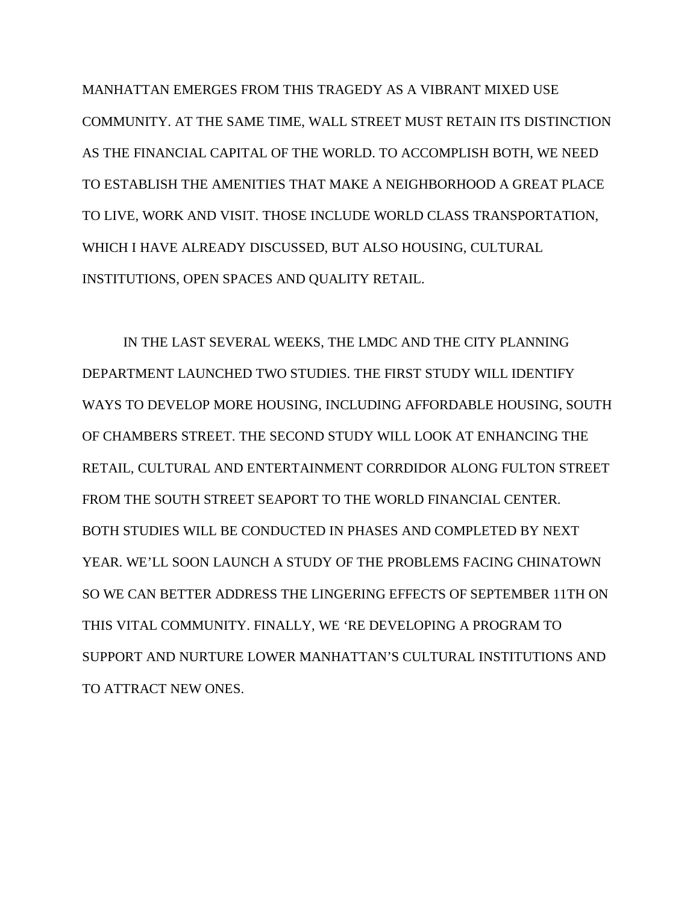MANHATTAN EMERGES FROM THIS TRAGEDY AS A VIBRANT MIXED USE COMMUNITY. AT THE SAME TIME, WALL STREET MUST RETAIN ITS DISTINCTION AS THE FINANCIAL CAPITAL OF THE WORLD. TO ACCOMPLISH BOTH, WE NEED TO ESTABLISH THE AMENITIES THAT MAKE A NEIGHBORHOOD A GREAT PLACE TO LIVE, WORK AND VISIT. THOSE INCLUDE WORLD CLASS TRANSPORTATION, WHICH I HAVE ALREADY DISCUSSED, BUT ALSO HOUSING, CULTURAL INSTITUTIONS, OPEN SPACES AND QUALITY RETAIL.

IN THE LAST SEVERAL WEEKS, THE LMDC AND THE CITY PLANNING DEPARTMENT LAUNCHED TWO STUDIES. THE FIRST STUDY WILL IDENTIFY WAYS TO DEVELOP MORE HOUSING, INCLUDING AFFORDABLE HOUSING, SOUTH OF CHAMBERS STREET. THE SECOND STUDY WILL LOOK AT ENHANCING THE RETAIL, CULTURAL AND ENTERTAINMENT CORRDIDOR ALONG FULTON STREET FROM THE SOUTH STREET SEAPORT TO THE WORLD FINANCIAL CENTER. BOTH STUDIES WILL BE CONDUCTED IN PHASES AND COMPLETED BY NEXT YEAR. WE'LL SOON LAUNCH A STUDY OF THE PROBLEMS FACING CHINATOWN SO WE CAN BETTER ADDRESS THE LINGERING EFFECTS OF SEPTEMBER 11TH ON THIS VITAL COMMUNITY. FINALLY, WE 'RE DEVELOPING A PROGRAM TO SUPPORT AND NURTURE LOWER MANHATTAN'S CULTURAL INSTITUTIONS AND TO ATTRACT NEW ONES.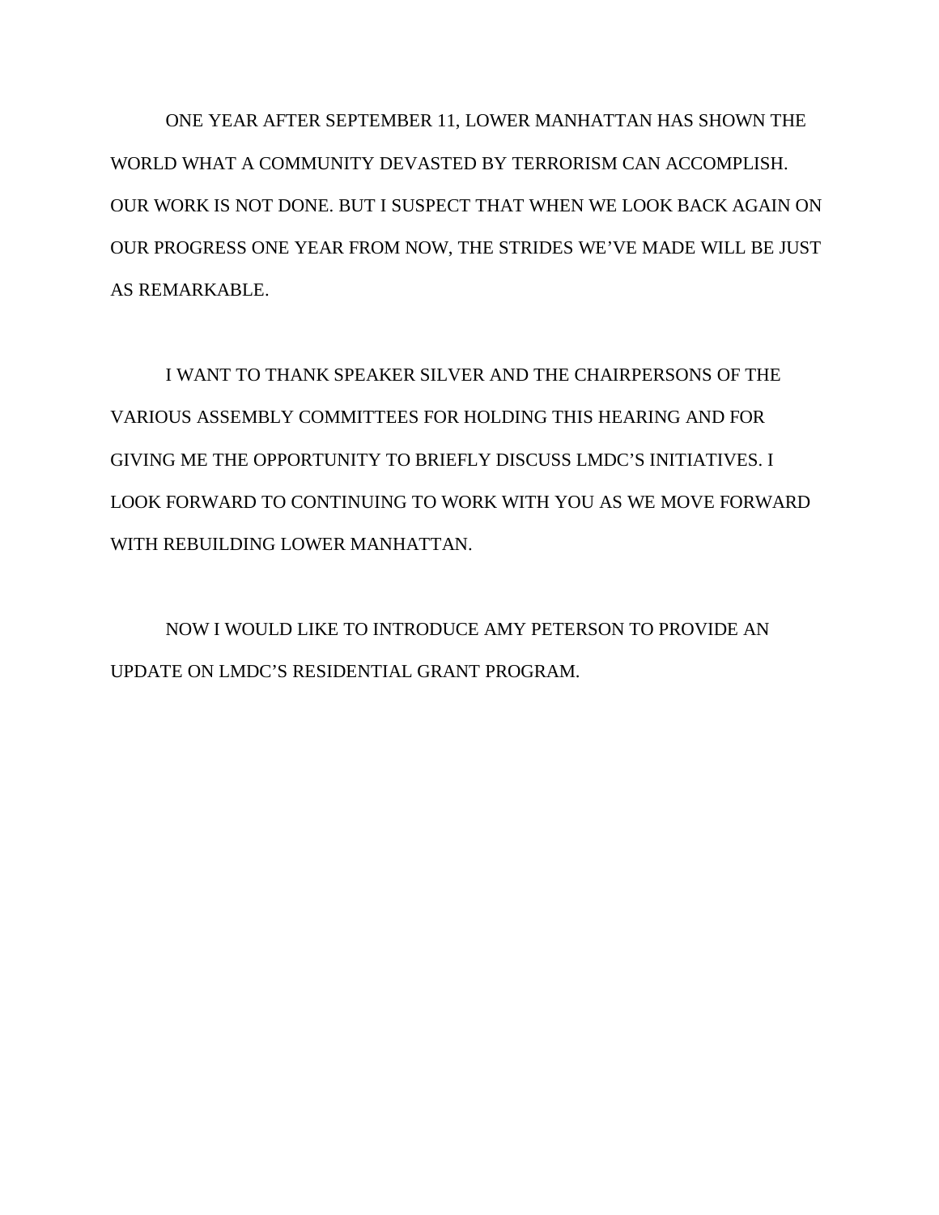ONE YEAR AFTER SEPTEMBER 11, LOWER MANHATTAN HAS SHOWN THE WORLD WHAT A COMMUNITY DEVASTED BY TERRORISM CAN ACCOMPLISH. OUR WORK IS NOT DONE. BUT I SUSPECT THAT WHEN WE LOOK BACK AGAIN ON OUR PROGRESS ONE YEAR FROM NOW, THE STRIDES WE'VE MADE WILL BE JUST AS REMARKABLE.

I WANT TO THANK SPEAKER SILVER AND THE CHAIRPERSONS OF THE VARIOUS ASSEMBLY COMMITTEES FOR HOLDING THIS HEARING AND FOR GIVING ME THE OPPORTUNITY TO BRIEFLY DISCUSS LMDC'S INITIATIVES. I LOOK FORWARD TO CONTINUING TO WORK WITH YOU AS WE MOVE FORWARD WITH REBUILDING LOWER MANHATTAN.

NOW I WOULD LIKE TO INTRODUCE AMY PETERSON TO PROVIDE AN UPDATE ON LMDC'S RESIDENTIAL GRANT PROGRAM.